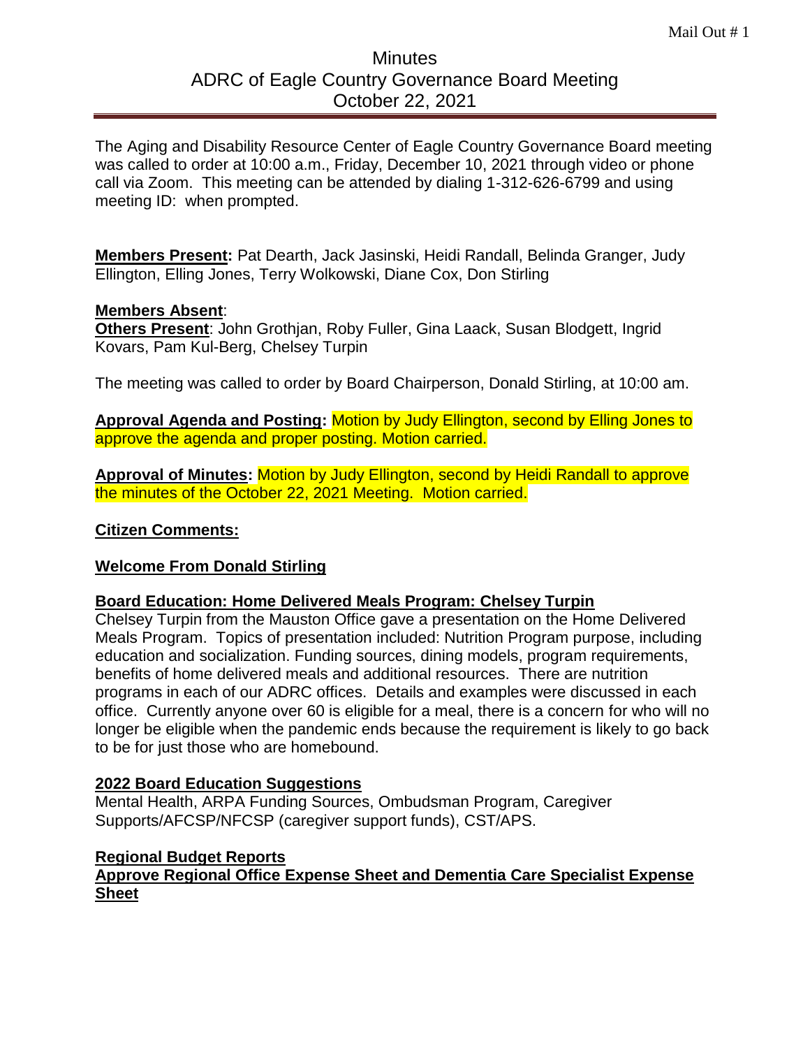Mail Out # 1

# Minutes
## ADRC of Eagle Country Governance Board Meeting
## October 22, 2021

The Aging and Disability Resource Center of Eagle Country Governance Board meeting was called to order at 10:00 a.m., Friday, December 10, 2021 through video or phone call via Zoom. This meeting can be attended by dialing 1-312-626-6799 and using meeting ID: when prompted.

**Members Present:** Pat Dearth, Jack Jasinski, Heidi Randall, Belinda Granger, Judy Ellington, Elling Jones, Terry Wolkowski, Diane Cox, Don Stirling

**Members Absent**:
**Others Present**: John Grothjan, Roby Fuller, Gina Laack, Susan Blodgett, Ingrid Kovars, Pam Kul-Berg, Chelsey Turpin

The meeting was called to order by Board Chairperson, Donald Stirling, at 10:00 am.

**Approval Agenda and Posting:** Motion by Judy Ellington, second by Elling Jones to approve the agenda and proper posting. Motion carried.

**Approval of Minutes:** Motion by Judy Ellington, second by Heidi Randall to approve the minutes of the October 22, 2021 Meeting. Motion carried.

**Citizen Comments:**

**Welcome From Donald Stirling**

**Board Education: Home Delivered Meals Program: Chelsey Turpin**
Chelsey Turpin from the Mauston Office gave a presentation on the Home Delivered Meals Program. Topics of presentation included: Nutrition Program purpose, including education and socialization. Funding sources, dining models, program requirements, benefits of home delivered meals and additional resources. There are nutrition programs in each of our ADRC offices. Details and examples were discussed in each office. Currently anyone over 60 is eligible for a meal, there is a concern for who will no longer be eligible when the pandemic ends because the requirement is likely to go back to be for just those who are homebound.

**2022 Board Education Suggestions**
Mental Health, ARPA Funding Sources, Ombudsman Program, Caregiver Supports/AFCSP/NFCSP (caregiver support funds), CST/APS.

**Regional Budget Reports**
**Approve Regional Office Expense Sheet and Dementia Care Specialist Expense Sheet**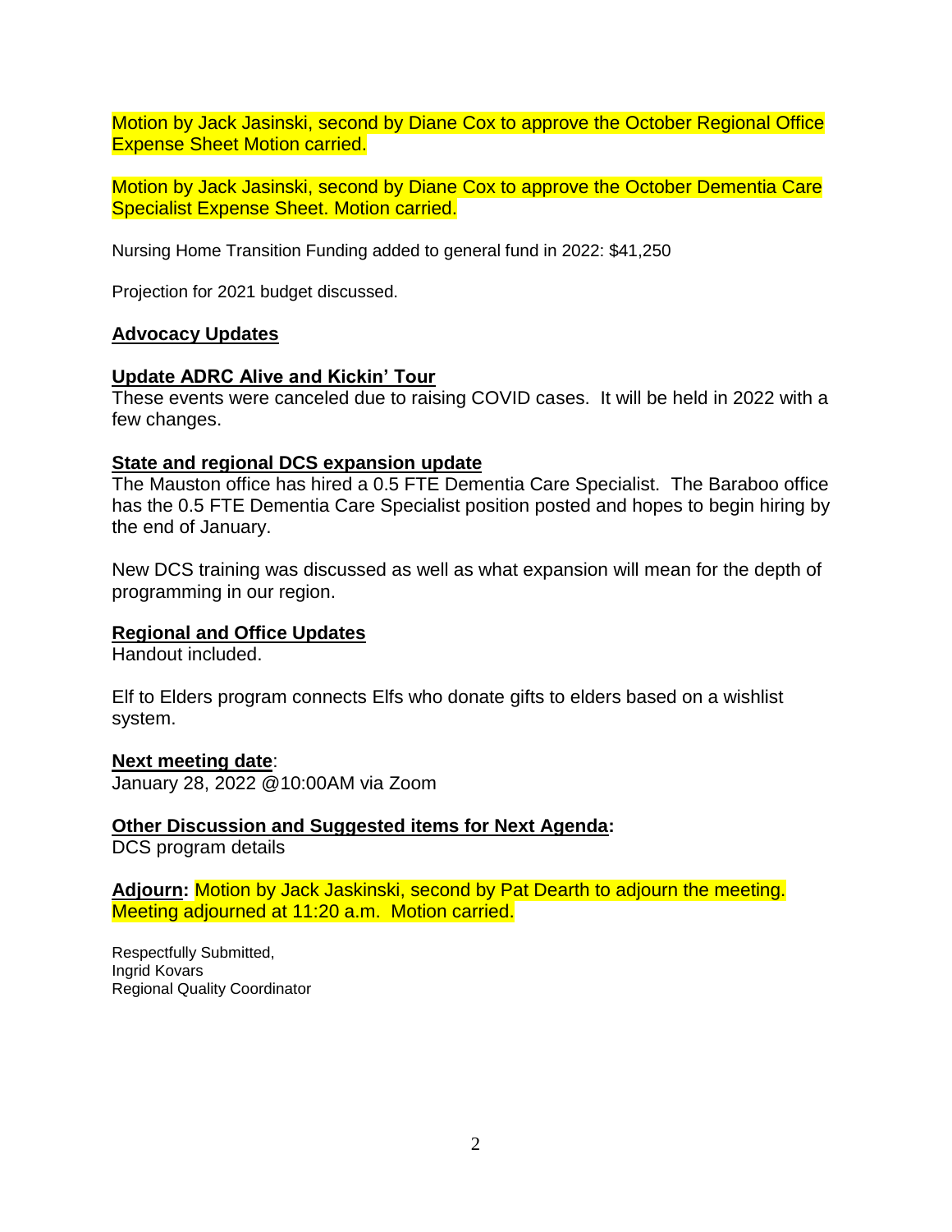Motion by Jack Jasinski, second by Diane Cox to approve the October Regional Office Expense Sheet Motion carried.

Motion by Jack Jasinski, second by Diane Cox to approve the October Dementia Care Specialist Expense Sheet. Motion carried.

Nursing Home Transition Funding added to general fund in 2022: $41,250

Projection for 2021 budget discussed.

**Advocacy Updates**

**Update ADRC Alive and Kickin' Tour**

These events were canceled due to raising COVID cases. It will be held in 2022 with a few changes.

**State and regional DCS expansion update**

The Mauston office has hired a 0.5 FTE Dementia Care Specialist. The Baraboo office has the 0.5 FTE Dementia Care Specialist position posted and hopes to begin hiring by the end of January.

New DCS training was discussed as well as what expansion will mean for the depth of programming in our region.

**Regional and Office Updates**

Handout included.

Elf to Elders program connects Elfs who donate gifts to elders based on a wishlist system.

**Next meeting date**:

January 28, 2022 @10:00AM via Zoom

**Other Discussion and Suggested items for Next Agenda:**

DCS program details

**Adjourn:** Motion by Jack Jaskinski, second by Pat Dearth to adjourn the meeting. Meeting adjourned at 11:20 a.m. Motion carried.

Respectfully Submitted,
Ingrid Kovars
Regional Quality Coordinator